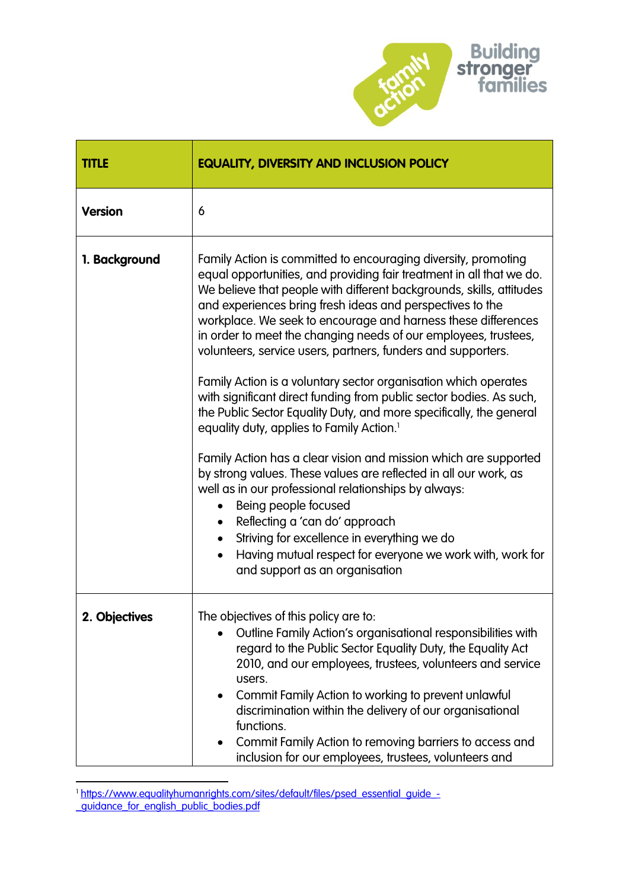| TITLE | EQUALITY, DIVERSITY AND INCLUSION POLICY |
| --- | --- |
| **Version** | 6 |
| **1. Background** | Family Action is committed to encouraging diversity, promoting equal opportunities, and providing fair treatment in all that we do. We believe that people with different backgrounds, skills, attitudes and experiences bring fresh ideas and perspectives to the workplace. We seek to encourage and harness these differences in order to meet the changing needs of our employees, trustees, volunteers, service users, partners, funders and supporters.<br><br>Family Action is a voluntary sector organisation which operates with significant direct funding from public sector bodies. As such, the Public Sector Equality Duty, and more specifically, the general equality duty, applies to Family Action.[1]<br><br>Family Action has a clear vision and mission which are supported by strong values. These values are reflected in all our work, as well as in our professional relationships by always:<br>• Being people focused<br>• Reflecting a 'can do' approach<br>• Striving for excellence in everything we do<br>• Having mutual respect for everyone we work with, work for and support as an organisation |
| **2. Objectives** | The objectives of this policy are to:<br>• Outline Family Action's organisational responsibilities with regard to the Public Sector Equality Duty, the Equality Act 2010, and our employees, trustees, volunteers and service users.<br>• Commit Family Action to working to prevent unlawful discrimination within the delivery of our organisational functions.<br>• Commit Family Action to removing barriers to access and inclusion for our employees, trustees, volunteers and |

[1] https://www.equalityhumanrights.com/sites/default/files/psed_essential_guide_-_guidance_for_english_public_bodies.pdf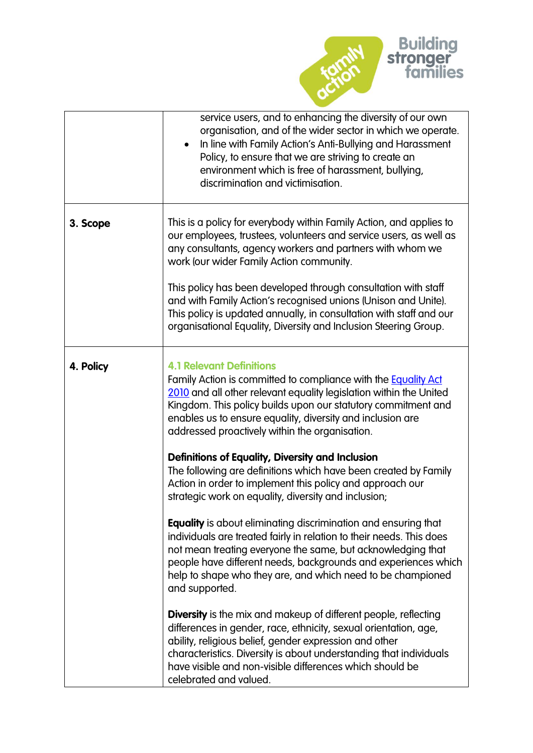| | |
|---|---|
| | service users, and to enhancing the diversity of our own organisation, and of the wider sector in which we operate.<br>• In line with Family Action's Anti-Bullying and Harassment Policy, to ensure that we are striving to create an environment which is free of harassment, bullying, discrimination and victimisation. |
| **3. Scope** | This is a policy for everybody within Family Action, and applies to our employees, trustees, volunteers and service users, as well as any consultants, agency workers and partners with whom we work (our wider Family Action community.<br><br>This policy has been developed through consultation with staff and with Family Action's recognised unions (Unison and Unite). This policy is updated annually, in consultation with staff and our organisational Equality, Diversity and Inclusion Steering Group. |
| **4. Policy** | **4.1 Relevant Definitions**<br>Family Action is committed to compliance with the Equality Act 2010 and all other relevant equality legislation within the United Kingdom. This policy builds upon our statutory commitment and enables us to ensure equality, diversity and inclusion are addressed proactively within the organisation.<br><br>**Definitions of Equality, Diversity and Inclusion**<br>The following are definitions which have been created by Family Action in order to implement this policy and approach our strategic work on equality, diversity and inclusion;<br><br>**Equality** is about eliminating discrimination and ensuring that individuals are treated fairly in relation to their needs. This does not mean treating everyone the same, but acknowledging that people have different needs, backgrounds and experiences which help to shape who they are, and which need to be championed and supported.<br><br>**Diversity** is the mix and makeup of different people, reflecting differences in gender, race, ethnicity, sexual orientation, age, ability, religious belief, gender expression and other characteristics. Diversity is about understanding that individuals have visible and non-visible differences which should be celebrated and valued. |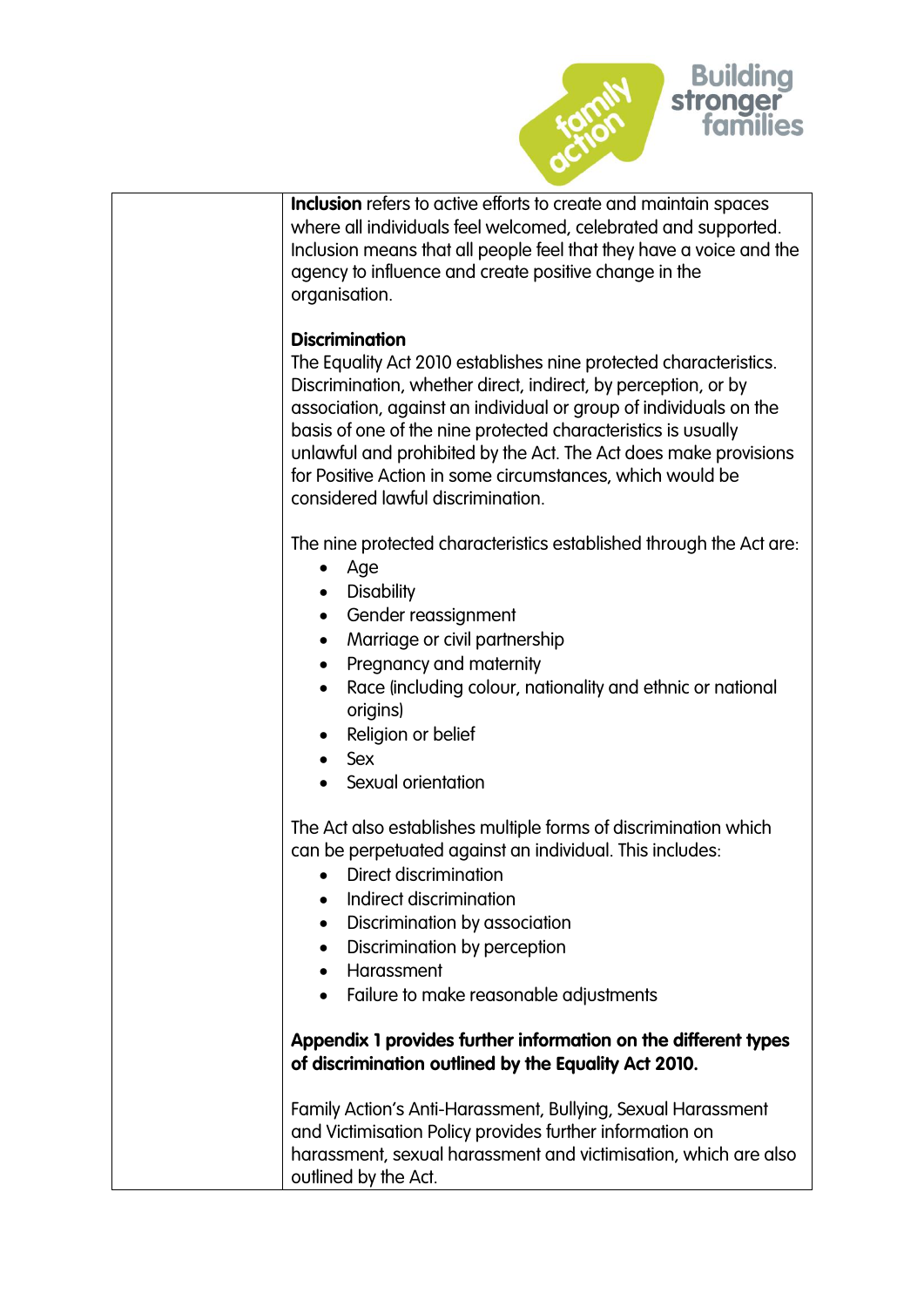| | |
|---|---|
| | **Inclusion** refers to active efforts to create and maintain spaces where all individuals feel welcomed, celebrated and supported. Inclusion means that all people feel that they have a voice and the agency to influence and create positive change in the organisation.<br><br>**Discrimination**<br>The Equality Act 2010 establishes nine protected characteristics. Discrimination, whether direct, indirect, by perception, or by association, against an individual or group of individuals on the basis of one of the nine protected characteristics is usually unlawful and prohibited by the Act. The Act does make provisions for Positive Action in some circumstances, which would be considered lawful discrimination.<br><br>The nine protected characteristics established through the Act are:<br>• Age<br>• Disability<br>• Gender reassignment<br>• Marriage or civil partnership<br>• Pregnancy and maternity<br>• Race (including colour, nationality and ethnic or national origins)<br>• Religion or belief<br>• Sex<br>• Sexual orientation<br><br>The Act also establishes multiple forms of discrimination which can be perpetuated against an individual. This includes:<br>• Direct discrimination<br>• Indirect discrimination<br>• Discrimination by association<br>• Discrimination by perception<br>• Harassment<br>• Failure to make reasonable adjustments<br><br>**Appendix 1 provides further information on the different types of discrimination outlined by the Equality Act 2010.**<br><br>Family Action's Anti-Harassment, Bullying, Sexual Harassment and Victimisation Policy provides further information on harassment, sexual harassment and victimisation, which are also outlined by the Act. |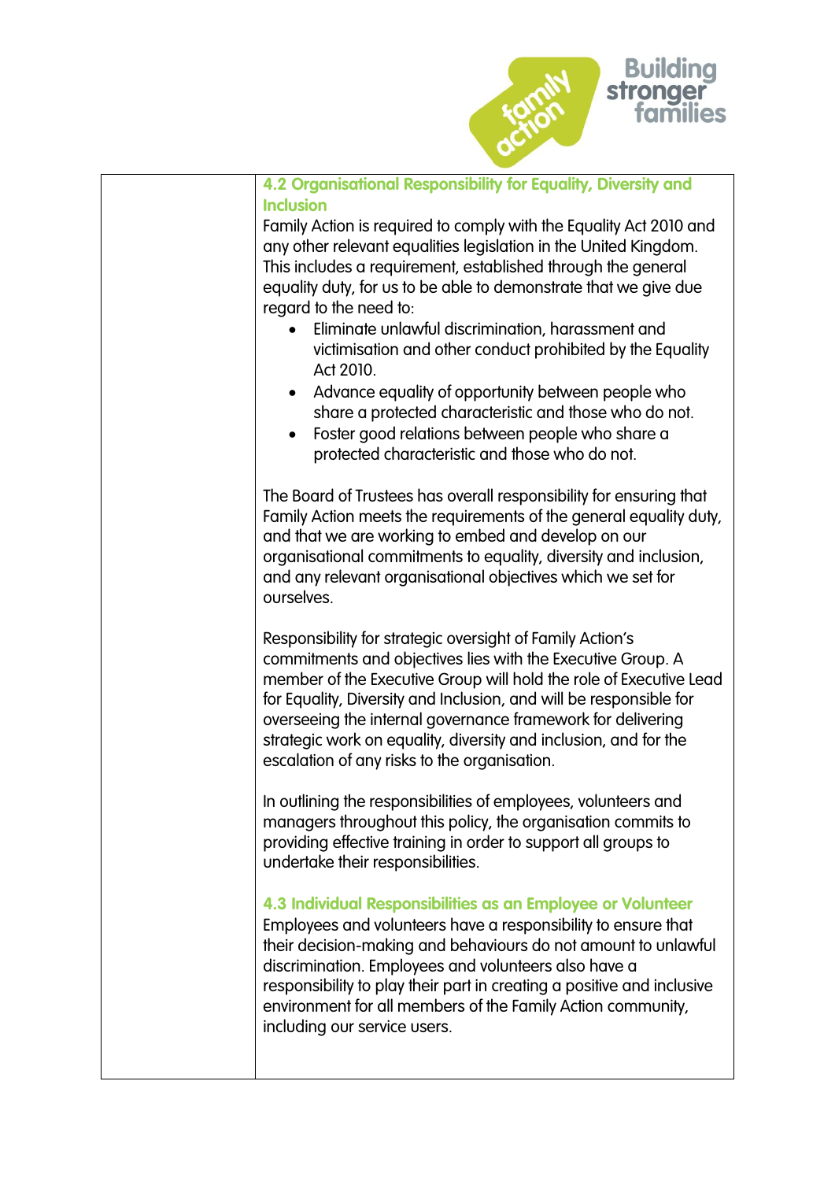### 4.2 Organisational Responsibility for Equality, Diversity and Inclusion

Family Action is required to comply with the Equality Act 2010 and any other relevant equalities legislation in the United Kingdom. This includes a requirement, established through the general equality duty, for us to be able to demonstrate that we give due regard to the need to:

- Eliminate unlawful discrimination, harassment and victimisation and other conduct prohibited by the Equality Act 2010.
- Advance equality of opportunity between people who share a protected characteristic and those who do not.
- Foster good relations between people who share a protected characteristic and those who do not.

The Board of Trustees has overall responsibility for ensuring that Family Action meets the requirements of the general equality duty, and that we are working to embed and develop on our organisational commitments to equality, diversity and inclusion, and any relevant organisational objectives which we set for ourselves.

Responsibility for strategic oversight of Family Action's commitments and objectives lies with the Executive Group. A member of the Executive Group will hold the role of Executive Lead for Equality, Diversity and Inclusion, and will be responsible for overseeing the internal governance framework for delivering strategic work on equality, diversity and inclusion, and for the escalation of any risks to the organisation.

In outlining the responsibilities of employees, volunteers and managers throughout this policy, the organisation commits to providing effective training in order to support all groups to undertake their responsibilities.

### 4.3 Individual Responsibilities as an Employee or Volunteer

Employees and volunteers have a responsibility to ensure that their decision-making and behaviours do not amount to unlawful discrimination. Employees and volunteers also have a responsibility to play their part in creating a positive and inclusive environment for all members of the Family Action community, including our service users.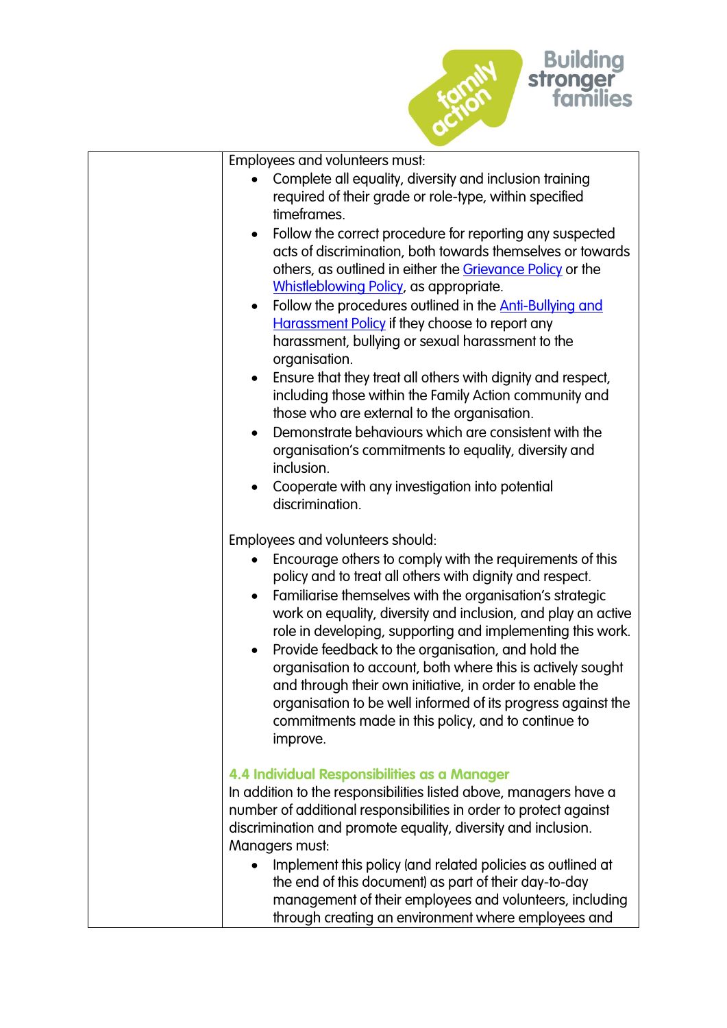Employees and volunteers must:

- Complete all equality, diversity and inclusion training required of their grade or role-type, within specified timeframes.
- Follow the correct procedure for reporting any suspected acts of discrimination, both towards themselves or towards others, as outlined in either the Grievance Policy or the Whistleblowing Policy, as appropriate.
- Follow the procedures outlined in the Anti-Bullying and Harassment Policy if they choose to report any harassment, bullying or sexual harassment to the organisation.
- Ensure that they treat all others with dignity and respect, including those within the Family Action community and those who are external to the organisation.
- Demonstrate behaviours which are consistent with the organisation's commitments to equality, diversity and inclusion.
- Cooperate with any investigation into potential discrimination.

Employees and volunteers should:

- Encourage others to comply with the requirements of this policy and to treat all others with dignity and respect.
- Familiarise themselves with the organisation's strategic work on equality, diversity and inclusion, and play an active role in developing, supporting and implementing this work.
- Provide feedback to the organisation, and hold the organisation to account, both where this is actively sought and through their own initiative, in order to enable the organisation to be well informed of its progress against the commitments made in this policy, and to continue to improve.

### 4.4 Individual Responsibilities as a Manager

In addition to the responsibilities listed above, managers have a number of additional responsibilities in order to protect against discrimination and promote equality, diversity and inclusion.

Managers must:

- Implement this policy (and related policies as outlined at the end of this document) as part of their day-to-day management of their employees and volunteers, including through creating an environment where employees and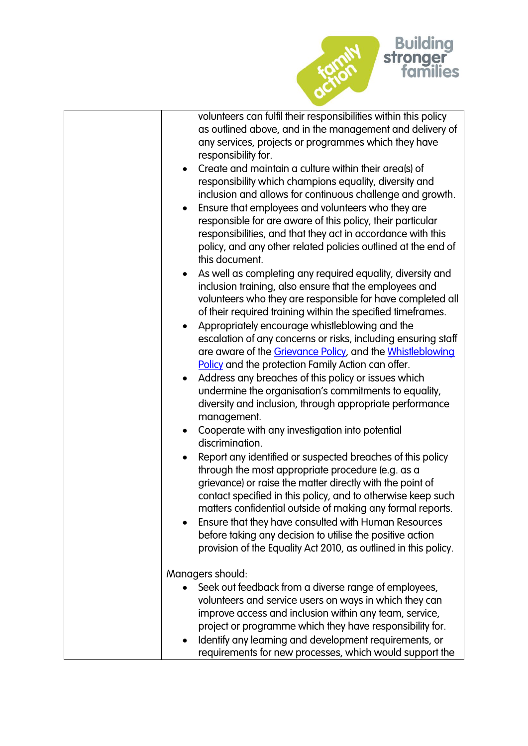| | volunteers can fulfil their responsibilities within this policy as outlined above, and in the management and delivery of any services, projects or programmes which they have responsibility for.<br>• Create and maintain a culture within their area(s) of responsibility which champions equality, diversity and inclusion and allows for continuous challenge and growth.<br>• Ensure that employees and volunteers who they are responsible for are aware of this policy, their particular responsibilities, and that they act in accordance with this policy, and any other related policies outlined at the end of this document.<br>• As well as completing any required equality, diversity and inclusion training, also ensure that the employees and volunteers who they are responsible for have completed all of their required training within the specified timeframes.<br>• Appropriately encourage whistleblowing and the escalation of any concerns or risks, including ensuring staff are aware of the Grievance Policy, and the Whistleblowing Policy and the protection Family Action can offer.<br>• Address any breaches of this policy or issues which undermine the organisation's commitments to equality, diversity and inclusion, through appropriate performance management.<br>• Cooperate with any investigation into potential discrimination.<br>• Report any identified or suspected breaches of this policy through the most appropriate procedure (e.g. as a grievance) or raise the matter directly with the point of contact specified in this policy, and to otherwise keep such matters confidential outside of making any formal reports.<br>• Ensure that they have consulted with Human Resources before taking any decision to utilise the positive action provision of the Equality Act 2010, as outlined in this policy.<br><br>Managers should:<br>• Seek out feedback from a diverse range of employees, volunteers and service users on ways in which they can improve access and inclusion within any team, service, project or programme which they have responsibility for.<br>• Identify any learning and development requirements, or requirements for new processes, which would support the |
|---|---|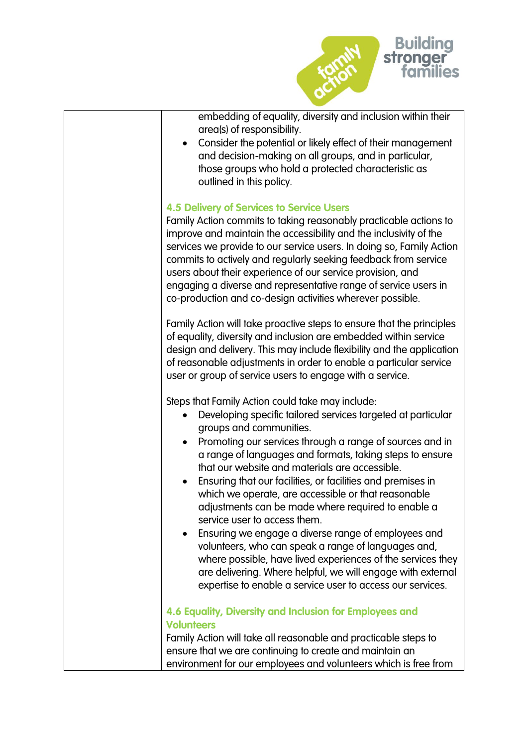- embedding of equality, diversity and inclusion within their area(s) of responsibility.
- Consider the potential or likely effect of their management and decision-making on all groups, and in particular, those groups who hold a protected characteristic as outlined in this policy.

### 4.5 Delivery of Services to Service Users

Family Action commits to taking reasonably practicable actions to improve and maintain the accessibility and the inclusivity of the services we provide to our service users. In doing so, Family Action commits to actively and regularly seeking feedback from service users about their experience of our service provision, and engaging a diverse and representative range of service users in co-production and co-design activities wherever possible.

Family Action will take proactive steps to ensure that the principles of equality, diversity and inclusion are embedded within service design and delivery. This may include flexibility and the application of reasonable adjustments in order to enable a particular service user or group of service users to engage with a service.

Steps that Family Action could take may include:

- Developing specific tailored services targeted at particular groups and communities.
- Promoting our services through a range of sources and in a range of languages and formats, taking steps to ensure that our website and materials are accessible.
- Ensuring that our facilities, or facilities and premises in which we operate, are accessible or that reasonable adjustments can be made where required to enable a service user to access them.
- Ensuring we engage a diverse range of employees and volunteers, who can speak a range of languages and, where possible, have lived experiences of the services they are delivering. Where helpful, we will engage with external expertise to enable a service user to access our services.

### 4.6 Equality, Diversity and Inclusion for Employees and Volunteers

Family Action will take all reasonable and practicable steps to ensure that we are continuing to create and maintain an environment for our employees and volunteers which is free from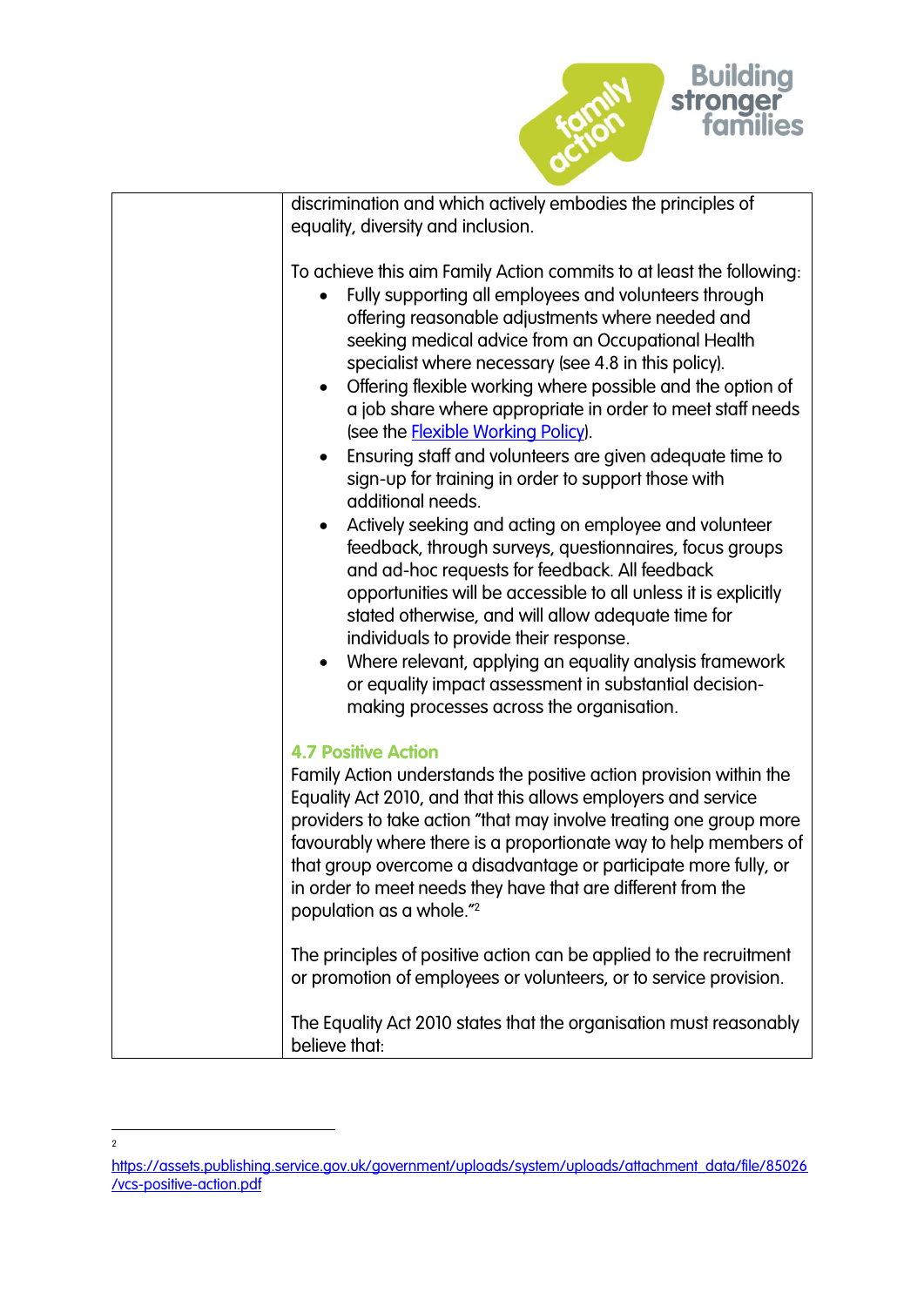discrimination and which actively embodies the principles of equality, diversity and inclusion.

To achieve this aim Family Action commits to at least the following:

- Fully supporting all employees and volunteers through offering reasonable adjustments where needed and seeking medical advice from an Occupational Health specialist where necessary (see 4.8 in this policy).
- Offering flexible working where possible and the option of a job share where appropriate in order to meet staff needs (see the [Flexible Working Policy]).
- Ensuring staff and volunteers are given adequate time to sign-up for training in order to support those with additional needs.
- Actively seeking and acting on employee and volunteer feedback, through surveys, questionnaires, focus groups and ad-hoc requests for feedback. All feedback opportunities will be accessible to all unless it is explicitly stated otherwise, and will allow adequate time for individuals to provide their response.
- Where relevant, applying an equality analysis framework or equality impact assessment in substantial decision-making processes across the organisation.

### 4.7 Positive Action

Family Action understands the positive action provision within the Equality Act 2010, and that this allows employers and service providers to take action "that may involve treating one group more favourably where there is a proportionate way to help members of that group overcome a disadvantage or participate more fully, or in order to meet needs they have that are different from the population as a whole."[2]

The principles of positive action can be applied to the recruitment or promotion of employees or volunteers, or to service provision.

The Equality Act 2010 states that the organisation must reasonably believe that:

---

[2] https://assets.publishing.service.gov.uk/government/uploads/system/uploads/attachment_data/file/85026/vcs-positive-action.pdf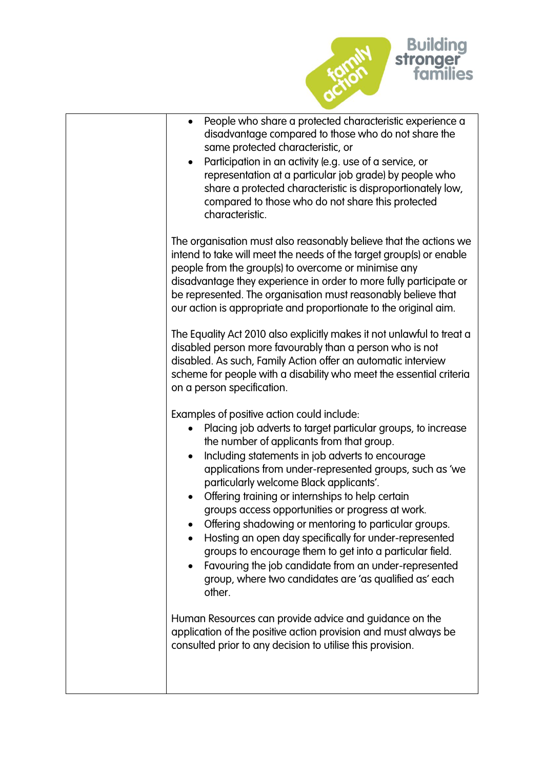- People who share a protected characteristic experience a disadvantage compared to those who do not share the same protected characteristic, or
- Participation in an activity (e.g. use of a service, or representation at a particular job grade) by people who share a protected characteristic is disproportionately low, compared to those who do not share this protected characteristic.

The organisation must also reasonably believe that the actions we intend to take will meet the needs of the target group(s) or enable people from the group(s) to overcome or minimise any disadvantage they experience in order to more fully participate or be represented. The organisation must reasonably believe that our action is appropriate and proportionate to the original aim.

The Equality Act 2010 also explicitly makes it not unlawful to treat a disabled person more favourably than a person who is not disabled. As such, Family Action offer an automatic interview scheme for people with a disability who meet the essential criteria on a person specification.

Examples of positive action could include:

- Placing job adverts to target particular groups, to increase the number of applicants from that group.
- Including statements in job adverts to encourage applications from under-represented groups, such as 'we particularly welcome Black applicants'.
- Offering training or internships to help certain groups access opportunities or progress at work.
- Offering shadowing or mentoring to particular groups.
- Hosting an open day specifically for under-represented groups to encourage them to get into a particular field.
- Favouring the job candidate from an under-represented group, where two candidates are 'as qualified as' each other.

Human Resources can provide advice and guidance on the application of the positive action provision and must always be consulted prior to any decision to utilise this provision.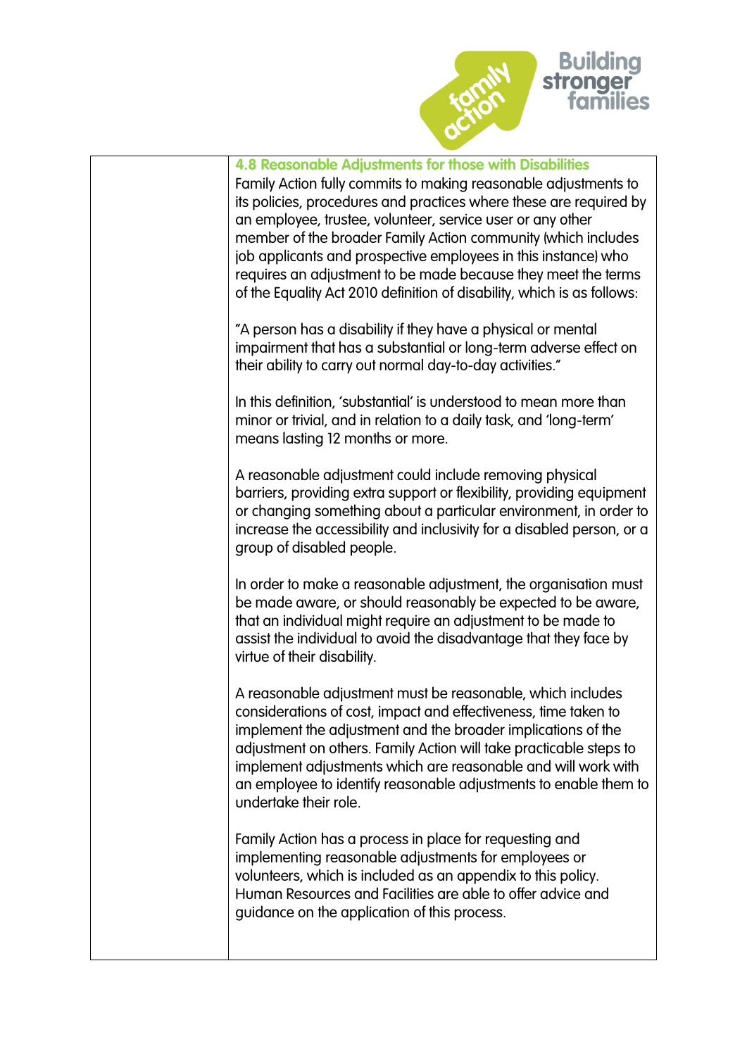#### 4.8 Reasonable Adjustments for those with Disabilities

Family Action fully commits to making reasonable adjustments to its policies, procedures and practices where these are required by an employee, trustee, volunteer, service user or any other member of the broader Family Action community (which includes job applicants and prospective employees in this instance) who requires an adjustment to be made because they meet the terms of the Equality Act 2010 definition of disability, which is as follows:

"A person has a disability if they have a physical or mental impairment that has a substantial or long-term adverse effect on their ability to carry out normal day-to-day activities."

In this definition, 'substantial' is understood to mean more than minor or trivial, and in relation to a daily task, and 'long-term' means lasting 12 months or more.

A reasonable adjustment could include removing physical barriers, providing extra support or flexibility, providing equipment or changing something about a particular environment, in order to increase the accessibility and inclusivity for a disabled person, or a group of disabled people.

In order to make a reasonable adjustment, the organisation must be made aware, or should reasonably be expected to be aware, that an individual might require an adjustment to be made to assist the individual to avoid the disadvantage that they face by virtue of their disability.

A reasonable adjustment must be reasonable, which includes considerations of cost, impact and effectiveness, time taken to implement the adjustment and the broader implications of the adjustment on others. Family Action will take practicable steps to implement adjustments which are reasonable and will work with an employee to identify reasonable adjustments to enable them to undertake their role.

Family Action has a process in place for requesting and implementing reasonable adjustments for employees or volunteers, which is included as an appendix to this policy. Human Resources and Facilities are able to offer advice and guidance on the application of this process.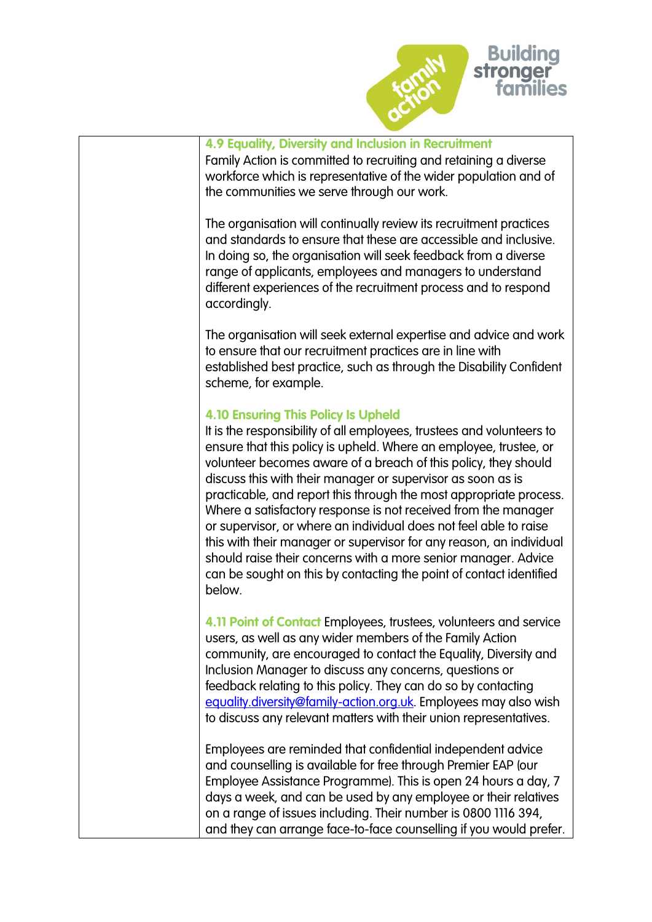### 4.9 Equality, Diversity and Inclusion in Recruitment

Family Action is committed to recruiting and retaining a diverse workforce which is representative of the wider population and of the communities we serve through our work.

The organisation will continually review its recruitment practices and standards to ensure that these are accessible and inclusive. In doing so, the organisation will seek feedback from a diverse range of applicants, employees and managers to understand different experiences of the recruitment process and to respond accordingly.

The organisation will seek external expertise and advice and work to ensure that our recruitment practices are in line with established best practice, such as through the Disability Confident scheme, for example.

### 4.10 Ensuring This Policy Is Upheld

It is the responsibility of all employees, trustees and volunteers to ensure that this policy is upheld. Where an employee, trustee, or volunteer becomes aware of a breach of this policy, they should discuss this with their manager or supervisor as soon as is practicable, and report this through the most appropriate process. Where a satisfactory response is not received from the manager or supervisor, or where an individual does not feel able to raise this with their manager or supervisor for any reason, an individual should raise their concerns with a more senior manager. Advice can be sought on this by contacting the point of contact identified below.

**4.11 Point of Contact** Employees, trustees, volunteers and service users, as well as any wider members of the Family Action community, are encouraged to contact the Equality, Diversity and Inclusion Manager to discuss any concerns, questions or feedback relating to this policy. They can do so by contacting equality.diversity@family-action.org.uk. Employees may also wish to discuss any relevant matters with their union representatives.

Employees are reminded that confidential independent advice and counselling is available for free through Premier EAP (our Employee Assistance Programme). This is open 24 hours a day, 7 days a week, and can be used by any employee or their relatives on a range of issues including. Their number is 0800 1116 394, and they can arrange face-to-face counselling if you would prefer.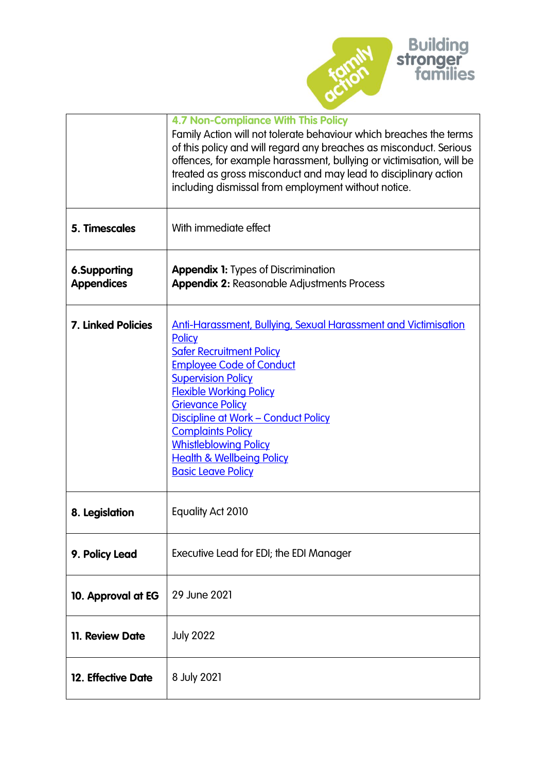| | |
|---|---|
| | **4.7 Non-Compliance With This Policy**<br>Family Action will not tolerate behaviour which breaches the terms of this policy and will regard any breaches as misconduct. Serious offences, for example harassment, bullying or victimisation, will be treated as gross misconduct and may lead to disciplinary action including dismissal from employment without notice. |
| **5. Timescales** | With immediate effect |
| **6.Supporting Appendices** | **Appendix 1:** Types of Discrimination<br>**Appendix 2:** Reasonable Adjustments Process |
| **7. Linked Policies** | Anti-Harassment, Bullying, Sexual Harassment and Victimisation Policy<br>Safer Recruitment Policy<br>Employee Code of Conduct<br>Supervision Policy<br>Flexible Working Policy<br>Grievance Policy<br>Discipline at Work – Conduct Policy<br>Complaints Policy<br>Whistleblowing Policy<br>Health & Wellbeing Policy<br>Basic Leave Policy |
| **8. Legislation** | Equality Act 2010 |
| **9. Policy Lead** | Executive Lead for EDI; the EDI Manager |
| **10. Approval at EG** | 29 June 2021 |
| **11. Review Date** | July 2022 |
| **12. Effective Date** | 8 July 2021 |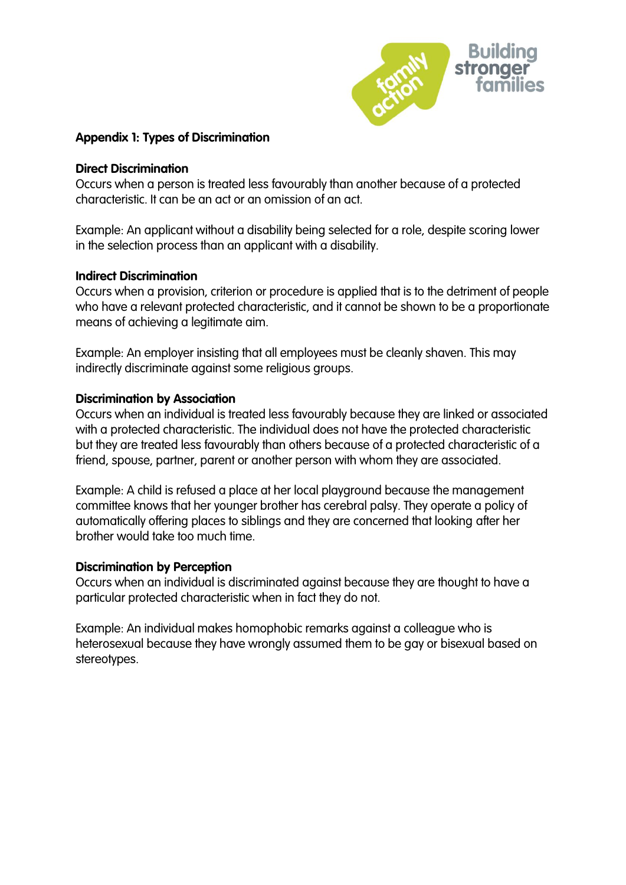## Appendix 1: Types of Discrimination

### Direct Discrimination

Occurs when a person is treated less favourably than another because of a protected characteristic. It can be an act or an omission of an act.

Example: An applicant without a disability being selected for a role, despite scoring lower in the selection process than an applicant with a disability.

### Indirect Discrimination

Occurs when a provision, criterion or procedure is applied that is to the detriment of people who have a relevant protected characteristic, and it cannot be shown to be a proportionate means of achieving a legitimate aim.

Example: An employer insisting that all employees must be cleanly shaven. This may indirectly discriminate against some religious groups.

### Discrimination by Association

Occurs when an individual is treated less favourably because they are linked or associated with a protected characteristic. The individual does not have the protected characteristic but they are treated less favourably than others because of a protected characteristic of a friend, spouse, partner, parent or another person with whom they are associated.

Example: A child is refused a place at her local playground because the management committee knows that her younger brother has cerebral palsy. They operate a policy of automatically offering places to siblings and they are concerned that looking after her brother would take too much time.

### Discrimination by Perception

Occurs when an individual is discriminated against because they are thought to have a particular protected characteristic when in fact they do not.

Example: An individual makes homophobic remarks against a colleague who is heterosexual because they have wrongly assumed them to be gay or bisexual based on stereotypes.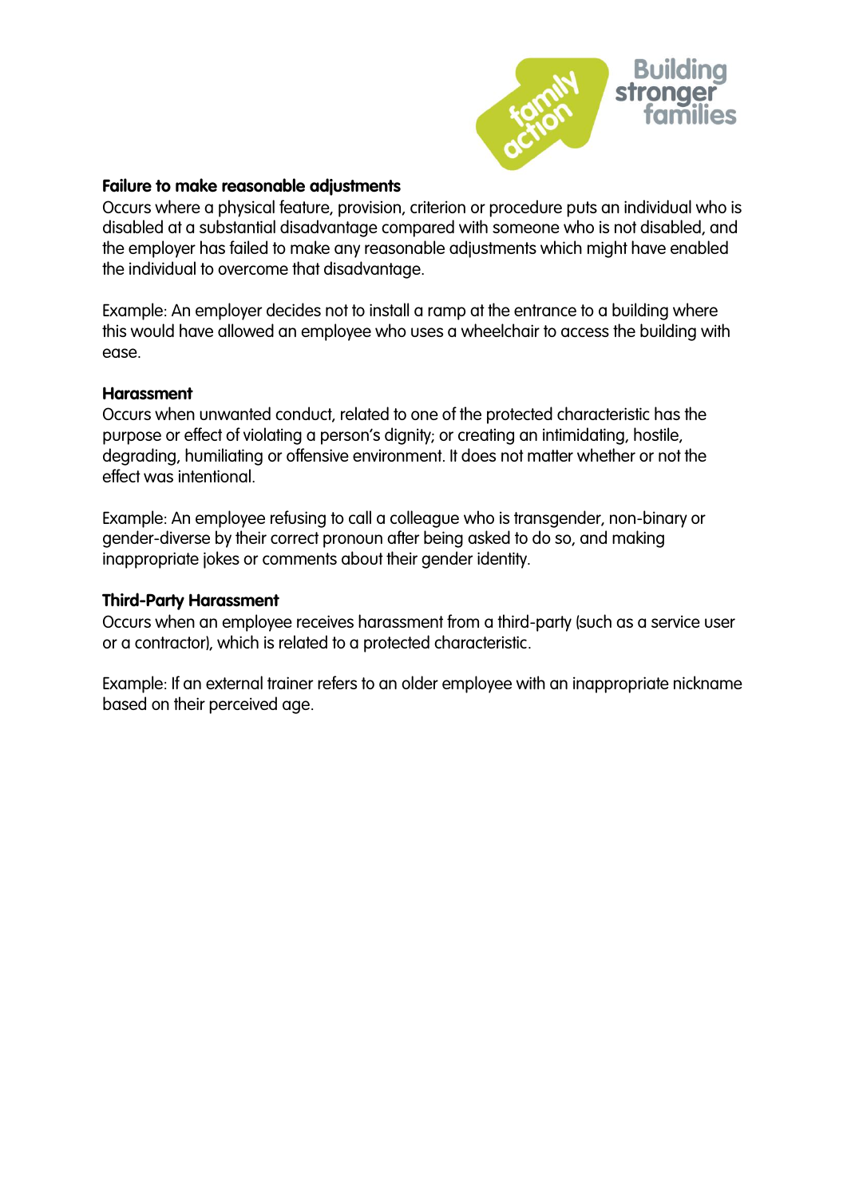**Failure to make reasonable adjustments**
Occurs where a physical feature, provision, criterion or procedure puts an individual who is disabled at a substantial disadvantage compared with someone who is not disabled, and the employer has failed to make any reasonable adjustments which might have enabled the individual to overcome that disadvantage.

Example: An employer decides not to install a ramp at the entrance to a building where this would have allowed an employee who uses a wheelchair to access the building with ease.

**Harassment**
Occurs when unwanted conduct, related to one of the protected characteristic has the purpose or effect of violating a person's dignity; or creating an intimidating, hostile, degrading, humiliating or offensive environment. It does not matter whether or not the effect was intentional.

Example: An employee refusing to call a colleague who is transgender, non-binary or gender-diverse by their correct pronoun after being asked to do so, and making inappropriate jokes or comments about their gender identity.

**Third-Party Harassment**
Occurs when an employee receives harassment from a third-party (such as a service user or a contractor), which is related to a protected characteristic.

Example: If an external trainer refers to an older employee with an inappropriate nickname based on their perceived age.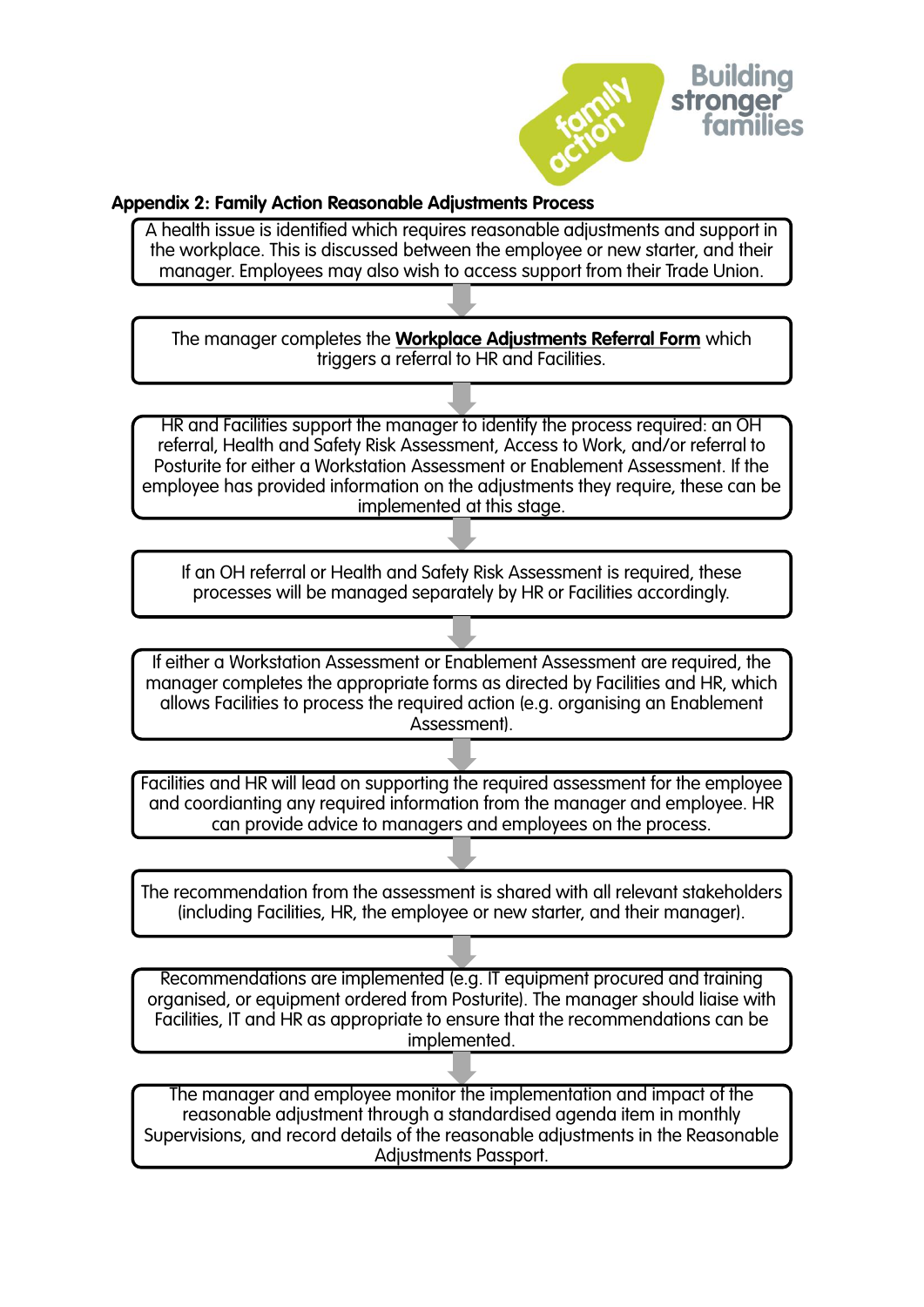## Appendix 2: Family Action Reasonable Adjustments Process

A health issue is identified which requires reasonable adjustments and support in the workplace. This is discussed between the employee or new starter, and their manager. Employees may also wish to access support from their Trade Union.

↓

The manager completes the **Workplace Adjustments Referral Form** which triggers a referral to HR and Facilities.

↓

HR and Facilities support the manager to identify the process required: an OH referral, Health and Safety Risk Assessment, Access to Work, and/or referral to Posturite for either a Workstation Assessment or Enablement Assessment. If the employee has provided information on the adjustments they require, these can be implemented at this stage.

↓

If an OH referral or Health and Safety Risk Assessment is required, these processes will be managed separately by HR or Facilities accordingly.

↓

If either a Workstation Assessment or Enablement Assessment are required, the manager completes the appropriate forms as directed by Facilities and HR, which allows Facilities to process the required action (e.g. organising an Enablement Assessment).

↓

Facilities and HR will lead on supporting the required assessment for the employee and coordianting any required information from the manager and employee. HR can provide advice to managers and employees on the process.

↓

The recommendation from the assessment is shared with all relevant stakeholders (including Facilities, HR, the employee or new starter, and their manager).

↓

Recommendations are implemented (e.g. IT equipment procured and training organised, or equipment ordered from Posturite). The manager should liaise with Facilities, IT and HR as appropriate to ensure that the recommendations can be implemented.

↓

The manager and employee monitor the implementation and impact of the reasonable adjustment through a standardised agenda item in monthly Supervisions, and record details of the reasonable adjustments in the Reasonable Adjustments Passport.